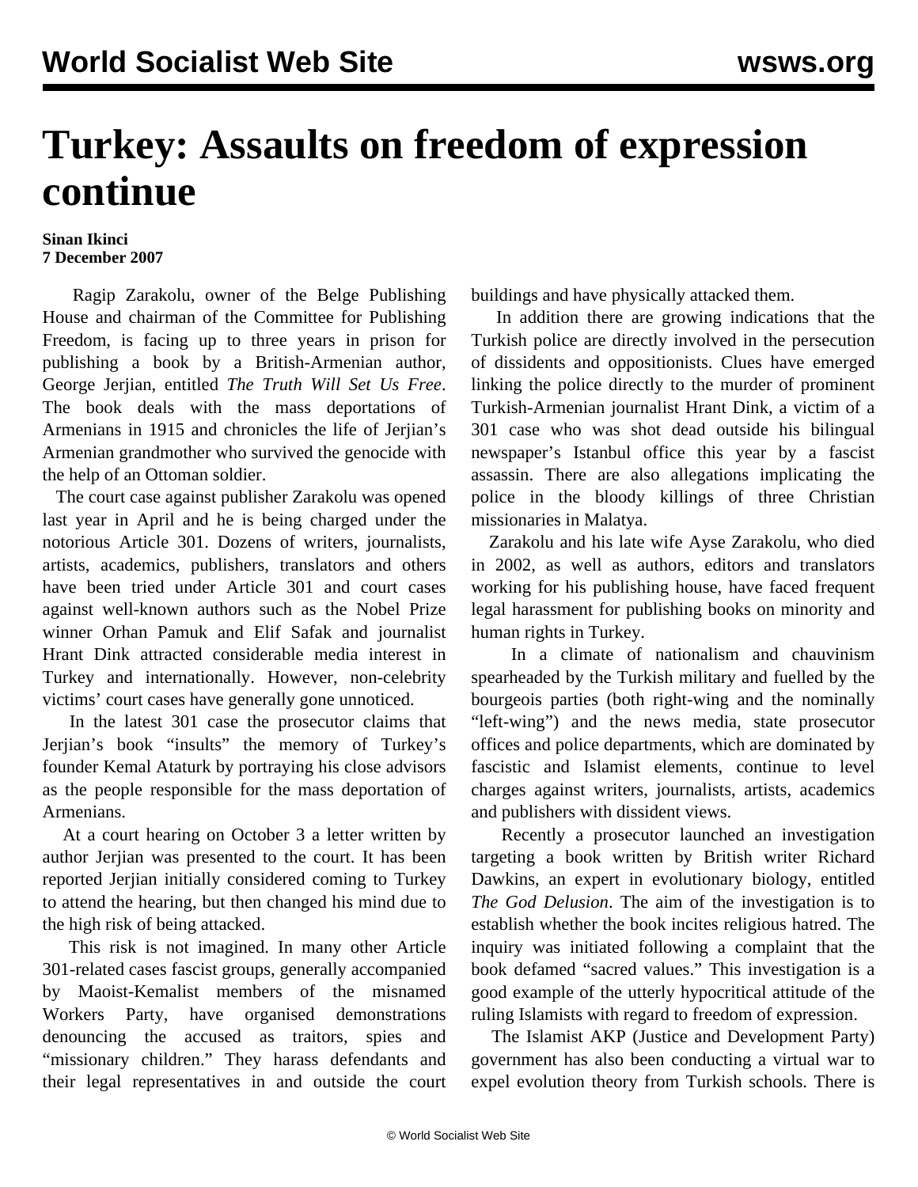# Turkey: Assaults on freedom of expression continue

**Sinan Ikinci**
**7 December 2007**

Ragip Zarakolu, owner of the Belge Publishing House and chairman of the Committee for Publishing Freedom, is facing up to three years in prison for publishing a book by a British-Armenian author, George Jerjian, entitled *The Truth Will Set Us Free*. The book deals with the mass deportations of Armenians in 1915 and chronicles the life of Jerjian's Armenian grandmother who survived the genocide with the help of an Ottoman soldier.

The court case against publisher Zarakolu was opened last year in April and he is being charged under the notorious Article 301. Dozens of writers, journalists, artists, academics, publishers, translators and others have been tried under Article 301 and court cases against well-known authors such as the Nobel Prize winner Orhan Pamuk and Elif Safak and journalist Hrant Dink attracted considerable media interest in Turkey and internationally. However, non-celebrity victims' court cases have generally gone unnoticed.

In the latest 301 case the prosecutor claims that Jerjian's book "insults" the memory of Turkey's founder Kemal Ataturk by portraying his close advisors as the people responsible for the mass deportation of Armenians.

At a court hearing on October 3 a letter written by author Jerjian was presented to the court. It has been reported Jerjian initially considered coming to Turkey to attend the hearing, but then changed his mind due to the high risk of being attacked.

This risk is not imagined. In many other Article 301-related cases fascist groups, generally accompanied by Maoist-Kemalist members of the misnamed Workers Party, have organised demonstrations denouncing the accused as traitors, spies and "missionary children." They harass defendants and their legal representatives in and outside the court buildings and have physically attacked them.

In addition there are growing indications that the Turkish police are directly involved in the persecution of dissidents and oppositionists. Clues have emerged linking the police directly to the murder of prominent Turkish-Armenian journalist Hrant Dink, a victim of a 301 case who was shot dead outside his bilingual newspaper's Istanbul office this year by a fascist assassin. There are also allegations implicating the police in the bloody killings of three Christian missionaries in Malatya.

Zarakolu and his late wife Ayse Zarakolu, who died in 2002, as well as authors, editors and translators working for his publishing house, have faced frequent legal harassment for publishing books on minority and human rights in Turkey.

In a climate of nationalism and chauvinism spearheaded by the Turkish military and fuelled by the bourgeois parties (both right-wing and the nominally "left-wing") and the news media, state prosecutor offices and police departments, which are dominated by fascistic and Islamist elements, continue to level charges against writers, journalists, artists, academics and publishers with dissident views.

Recently a prosecutor launched an investigation targeting a book written by British writer Richard Dawkins, an expert in evolutionary biology, entitled *The God Delusion*. The aim of the investigation is to establish whether the book incites religious hatred. The inquiry was initiated following a complaint that the book defamed "sacred values." This investigation is a good example of the utterly hypocritical attitude of the ruling Islamists with regard to freedom of expression.

The Islamist AKP (Justice and Development Party) government has also been conducting a virtual war to expel evolution theory from Turkish schools. There is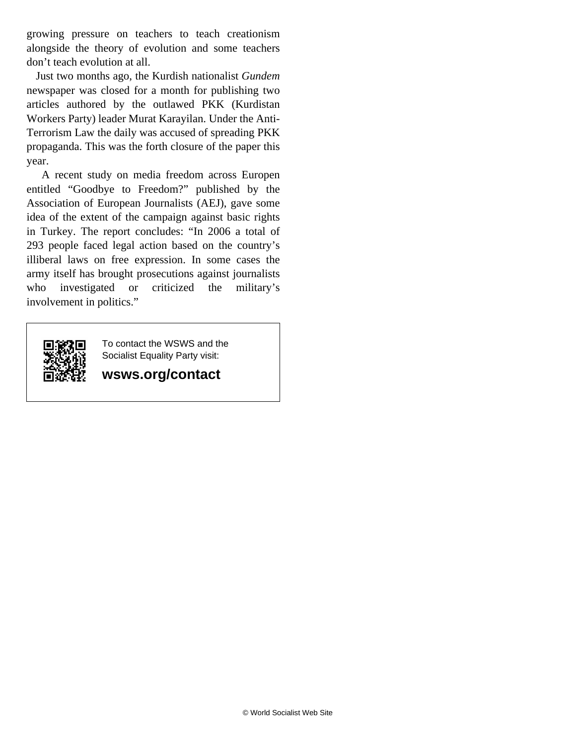growing pressure on teachers to teach creationism alongside the theory of evolution and some teachers don't teach evolution at all.

Just two months ago, the Kurdish nationalist *Gundem* newspaper was closed for a month for publishing two articles authored by the outlawed PKK (Kurdistan Workers Party) leader Murat Karayilan. Under the Anti-Terrorism Law the daily was accused of spreading PKK propaganda. This was the forth closure of the paper this year.

A recent study on media freedom across Europen entitled "Goodbye to Freedom?" published by the Association of European Journalists (AEJ), gave some idea of the extent of the campaign against basic rights in Turkey. The report concludes: "In 2006 a total of 293 people faced legal action based on the country's illiberal laws on free expression. In some cases the army itself has brought prosecutions against journalists who investigated or criticized the military's involvement in politics."

To contact the WSWS and the Socialist Equality Party visit:

**wsws.org/contact**